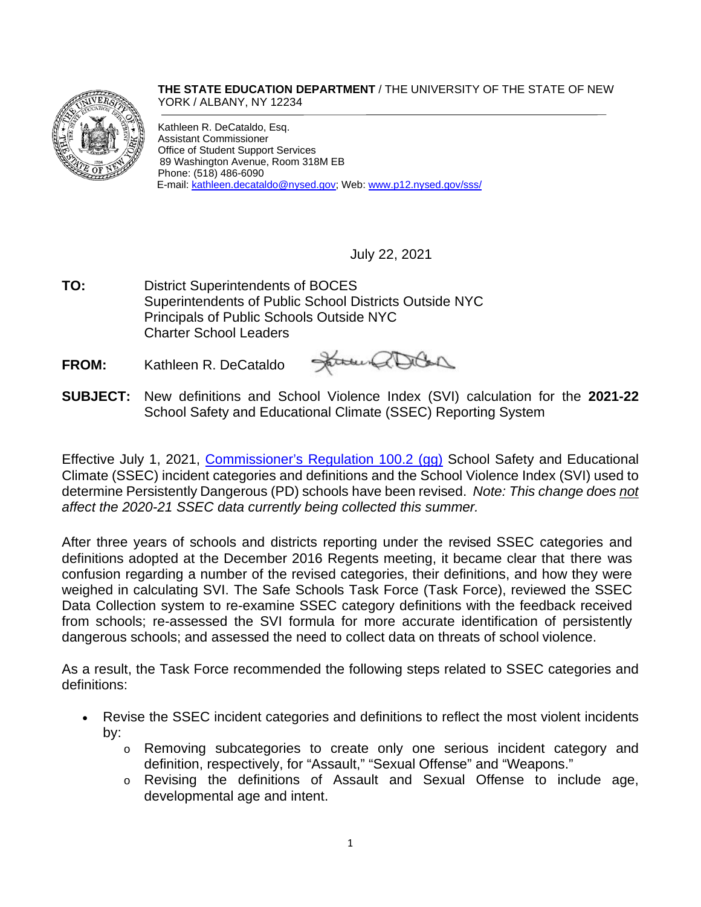**THE STATE EDUCATION DEPARTMENT** / THE UNIVERSITY OF THE STATE OF NEW YORK / ALBANY, NY 12234

Kathleen R. DeCataldo, Esq.
Assistant Commissioner
Office of Student Support Services
89 Washington Avenue, Room 318M EB
Phone: (518) 486-6090
E-mail: kathleen.decataldo@nysed.gov; Web: www.p12.nysed.gov/sss/

July 22, 2021

**TO:** District Superintendents of BOCES
Superintendents of Public School Districts Outside NYC
Principals of Public Schools Outside NYC
Charter School Leaders

**FROM:** Kathleen R. DeCataldo

**SUBJECT:** New definitions and School Violence Index (SVI) calculation for the **2021-22** School Safety and Educational Climate (SSEC) Reporting System

Effective July 1, 2021, Commissioner's Regulation 100.2 (gg) School Safety and Educational Climate (SSEC) incident categories and definitions and the School Violence Index (SVI) used to determine Persistently Dangerous (PD) schools have been revised. *Note: This change does not affect the 2020-21 SSEC data currently being collected this summer.*

After three years of schools and districts reporting under the revised SSEC categories and definitions adopted at the December 2016 Regents meeting, it became clear that there was confusion regarding a number of the revised categories, their definitions, and how they were weighed in calculating SVI. The Safe Schools Task Force (Task Force), reviewed the SSEC Data Collection system to re-examine SSEC category definitions with the feedback received from schools; re-assessed the SVI formula for more accurate identification of persistently dangerous schools; and assessed the need to collect data on threats of school violence.

As a result, the Task Force recommended the following steps related to SSEC categories and definitions:

- Revise the SSEC incident categories and definitions to reflect the most violent incidents by:
    - Removing subcategories to create only one serious incident category and definition, respectively, for "Assault," "Sexual Offense" and "Weapons."
    - Revising the definitions of Assault and Sexual Offense to include age, developmental age and intent.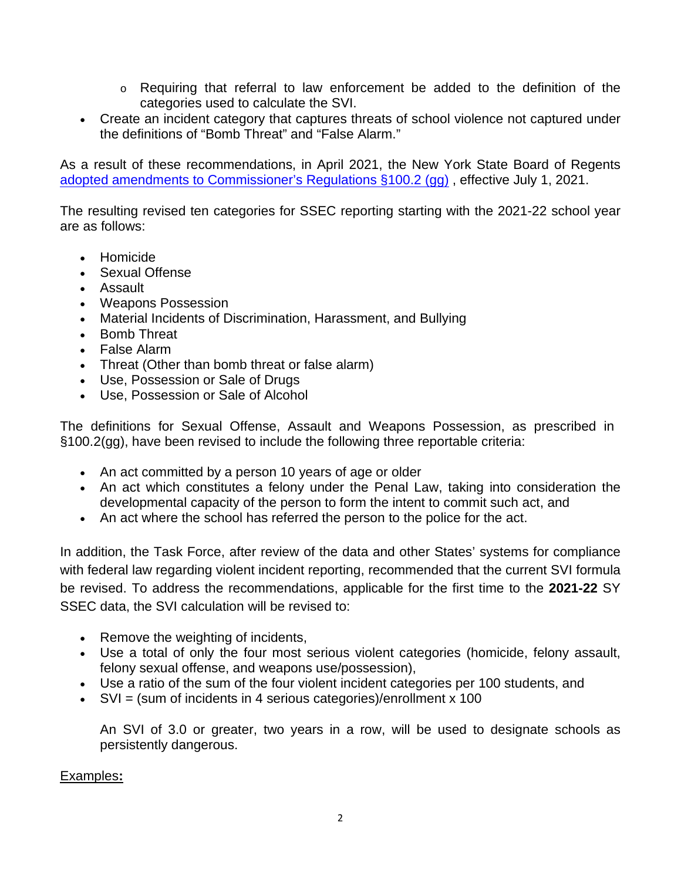- Requiring that referral to law enforcement be added to the definition of the categories used to calculate the SVI.
- Create an incident category that captures threats of school violence not captured under the definitions of "Bomb Threat" and "False Alarm."

As a result of these recommendations, in April 2021, the New York State Board of Regents [adopted amendments to Commissioner's Regulations §100.2 (gg)](), effective July 1, 2021.

The resulting revised ten categories for SSEC reporting starting with the 2021-22 school year are as follows:

- Homicide
- Sexual Offense
- Assault
- Weapons Possession
- Material Incidents of Discrimination, Harassment, and Bullying
- Bomb Threat
- False Alarm
- Threat (Other than bomb threat or false alarm)
- Use, Possession or Sale of Drugs
- Use, Possession or Sale of Alcohol

The definitions for Sexual Offense, Assault and Weapons Possession, as prescribed in §100.2(gg), have been revised to include the following three reportable criteria:

- An act committed by a person 10 years of age or older
- An act which constitutes a felony under the Penal Law, taking into consideration the developmental capacity of the person to form the intent to commit such act, and
- An act where the school has referred the person to the police for the act.

In addition, the Task Force, after review of the data and other States' systems for compliance with federal law regarding violent incident reporting, recommended that the current SVI formula be revised. To address the recommendations, applicable for the first time to the **2021-22** SY SSEC data, the SVI calculation will be revised to:

- Remove the weighting of incidents,
- Use a total of only the four most serious violent categories (homicide, felony assault, felony sexual offense, and weapons use/possession),
- Use a ratio of the sum of the four violent incident categories per 100 students, and
- SVI = (sum of incidents in 4 serious categories)/enrollment x 100

  An SVI of 3.0 or greater, two years in a row, will be used to designate schools as persistently dangerous.

<u>Examples</u>**:**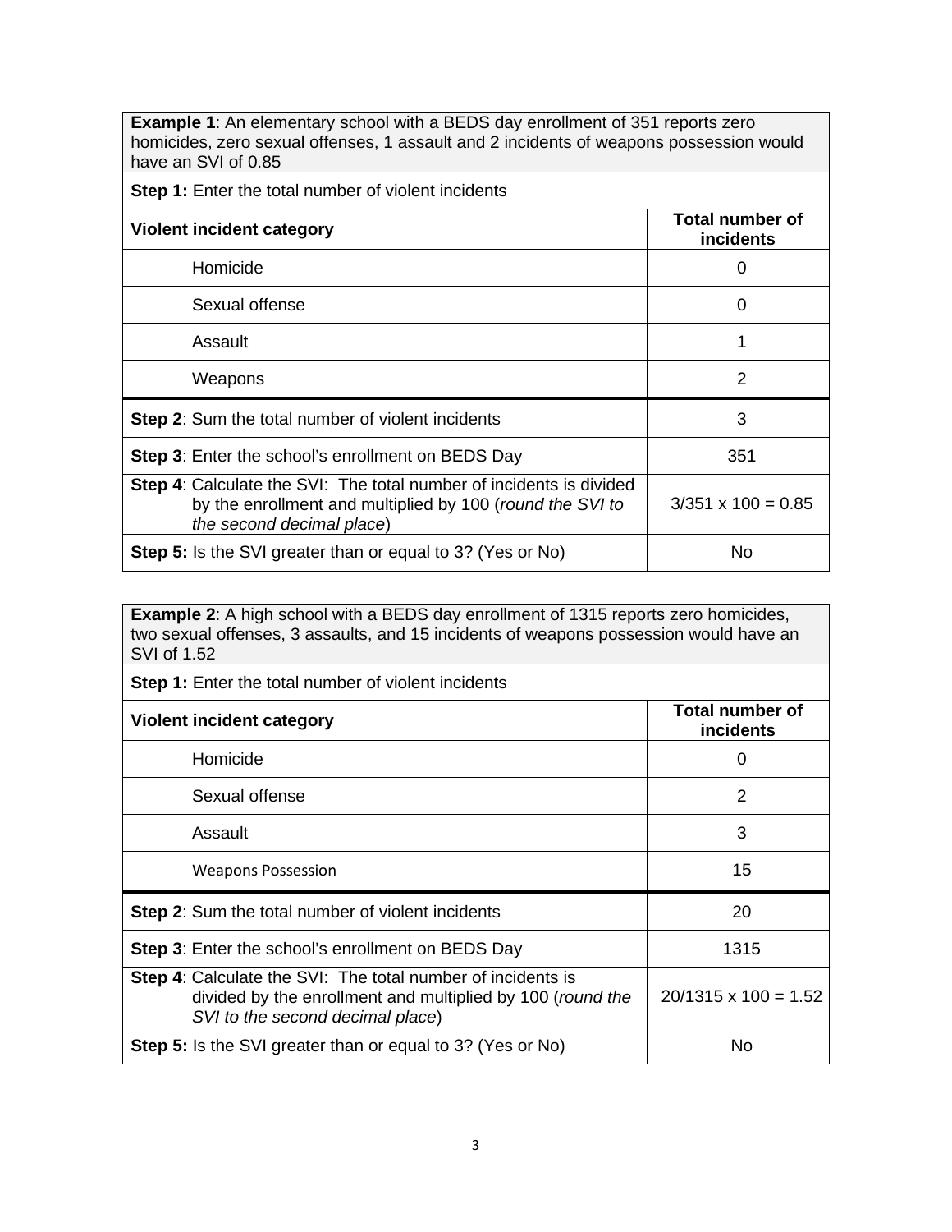| **Example 1**: An elementary school with a BEDS day enrollment of 351 reports zero homicides, zero sexual offenses, 1 assault and 2 incidents of weapons possession would have an SVI of 0.85 | |
|---|---|
| **Step 1:** Enter the total number of violent incidents | |
| **Violent incident category** | **Total number of incidents** |
| Homicide | 0 |
| Sexual offense | 0 |
| Assault | 1 |
| Weapons | 2 |
| **Step 2**: Sum the total number of violent incidents | 3 |
| **Step 3**: Enter the school's enrollment on BEDS Day | 351 |
| **Step 4**: Calculate the SVI: The total number of incidents is divided by the enrollment and multiplied by 100 (*round the SVI to the second decimal place*) | 3/351 x 100 = 0.85 |
| **Step 5:** Is the SVI greater than or equal to 3? (Yes or No) | No |

| **Example 2**: A high school with a BEDS day enrollment of 1315 reports zero homicides, two sexual offenses, 3 assaults, and 15 incidents of weapons possession would have an SVI of 1.52 | |
|---|---|
| **Step 1:** Enter the total number of violent incidents | |
| **Violent incident category** | **Total number of incidents** |
| Homicide | 0 |
| Sexual offense | 2 |
| Assault | 3 |
| Weapons Possession | 15 |
| **Step 2**: Sum the total number of violent incidents | 20 |
| **Step 3**: Enter the school's enrollment on BEDS Day | 1315 |
| **Step 4**: Calculate the SVI: The total number of incidents is divided by the enrollment and multiplied by 100 (*round the SVI to the second decimal place*) | 20/1315 x 100 = 1.52 |
| **Step 5:** Is the SVI greater than or equal to 3? (Yes or No) | No |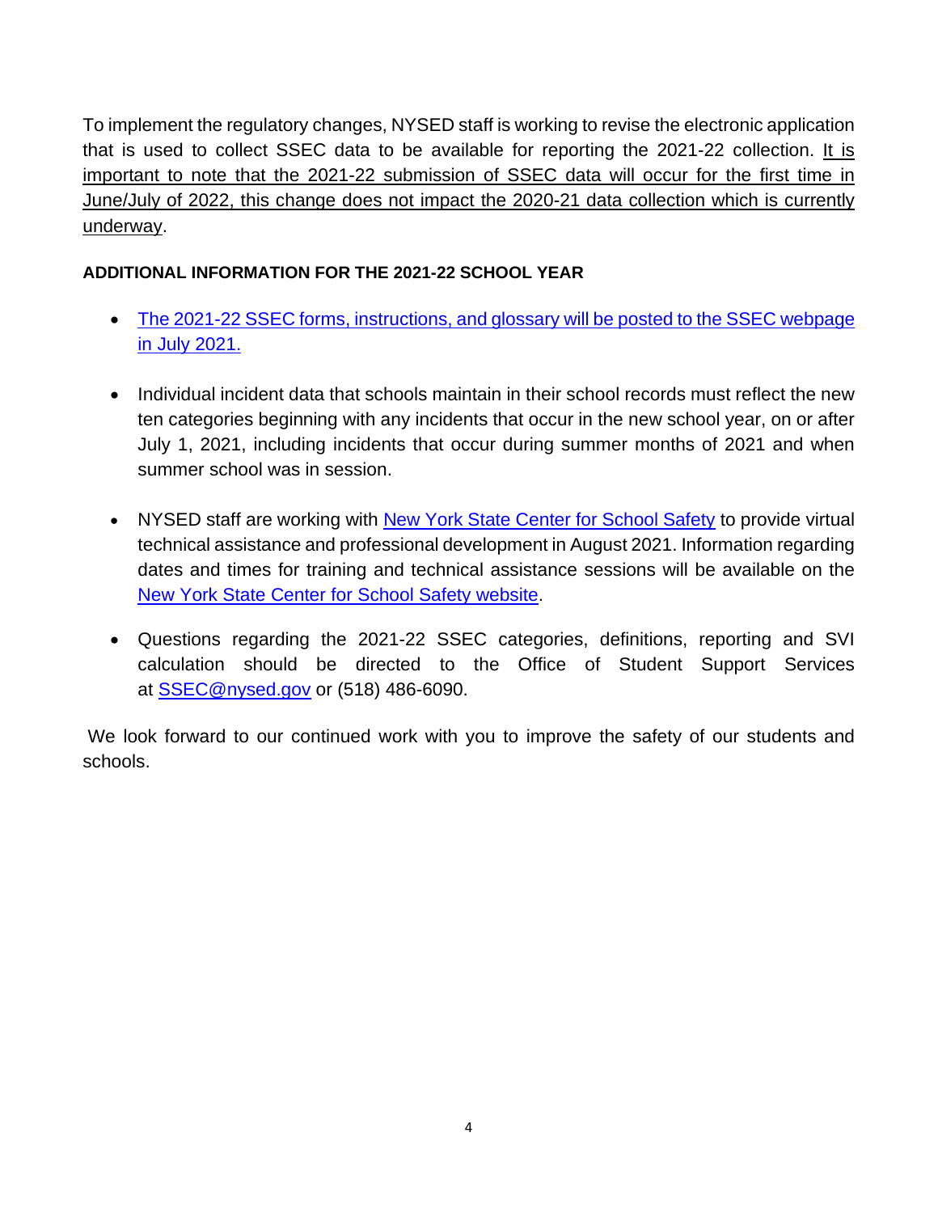To implement the regulatory changes, NYSED staff is working to revise the electronic application that is used to collect SSEC data to be available for reporting the 2021-22 collection. It is important to note that the 2021-22 submission of SSEC data will occur for the first time in June/July of 2022, this change does not impact the 2020-21 data collection which is currently underway.

**ADDITIONAL INFORMATION FOR THE 2021-22 SCHOOL YEAR**

- The 2021-22 SSEC forms, instructions, and glossary will be posted to the SSEC webpage in July 2021.
- Individual incident data that schools maintain in their school records must reflect the new ten categories beginning with any incidents that occur in the new school year, on or after July 1, 2021, including incidents that occur during summer months of 2021 and when summer school was in session.
- NYSED staff are working with New York State Center for School Safety to provide virtual technical assistance and professional development in August 2021. Information regarding dates and times for training and technical assistance sessions will be available on the New York State Center for School Safety website.
- Questions regarding the 2021-22 SSEC categories, definitions, reporting and SVI calculation should be directed to the Office of Student Support Services at SSEC@nysed.gov or (518) 486-6090.

We look forward to our continued work with you to improve the safety of our students and schools.